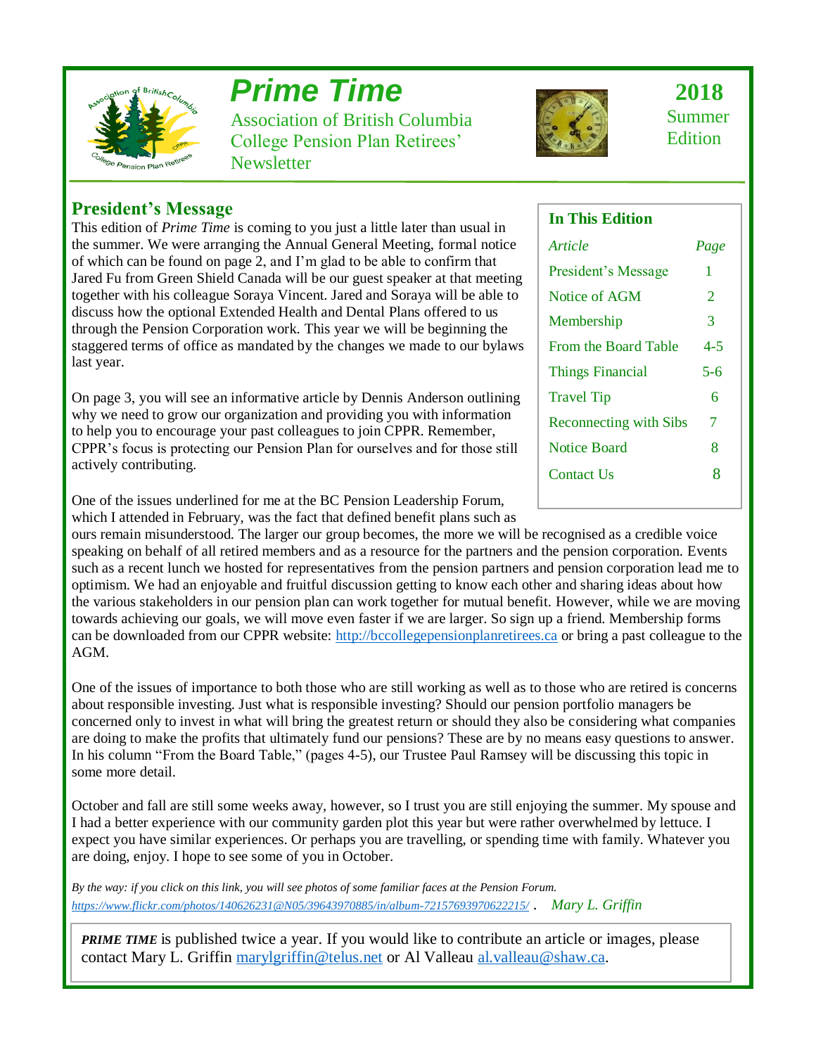# Prime Time

Association of British Columbia College Pension Plan Retirees' Newsletter

**2018**
Summer Edition

## President's Message

This edition of *Prime Time* is coming to you just a little later than usual in the summer. We were arranging the Annual General Meeting, formal notice of which can be found on page 2, and I'm glad to be able to confirm that Jared Fu from Green Shield Canada will be our guest speaker at that meeting together with his colleague Soraya Vincent. Jared and Soraya will be able to discuss how the optional Extended Health and Dental Plans offered to us through the Pension Corporation work. This year we will be beginning the staggered terms of office as mandated by the changes we made to our bylaws last year.

On page 3, you will see an informative article by Dennis Anderson outlining why we need to grow our organization and providing you with information to help you to encourage your past colleagues to join CPPR. Remember, CPPR's focus is protecting our Pension Plan for ourselves and for those still actively contributing.

One of the issues underlined for me at the BC Pension Leadership Forum, which I attended in February, was the fact that defined benefit plans such as ours remain misunderstood. The larger our group becomes, the more we will be recognised as a credible voice speaking on behalf of all retired members and as a resource for the partners and the pension corporation. Events such as a recent lunch we hosted for representatives from the pension partners and pension corporation lead me to optimism. We had an enjoyable and fruitful discussion getting to know each other and sharing ideas about how the various stakeholders in our pension plan can work together for mutual benefit. However, while we are moving towards achieving our goals, we will move even faster if we are larger. So sign up a friend. Membership forms can be downloaded from our CPPR website: http://bccollegepensionplanretirees.ca or bring a past colleague to the AGM.

One of the issues of importance to both those who are still working as well as to those who are retired is concerns about responsible investing. Just what is responsible investing? Should our pension portfolio managers be concerned only to invest in what will bring the greatest return or should they also be considering what companies are doing to make the profits that ultimately fund our pensions? These are by no means easy questions to answer. In his column "From the Board Table," (pages 4-5), our Trustee Paul Ramsey will be discussing this topic in some more detail.

October and fall are still some weeks away, however, so I trust you are still enjoying the summer. My spouse and I had a better experience with our community garden plot this year but were rather overwhelmed by lettuce. I expect you have similar experiences. Or perhaps you are travelling, or spending time with family. Whatever you are doing, enjoy. I hope to see some of you in October.

*By the way: if you click on this link, you will see photos of some familiar faces at the Pension Forum.* *https://www.flickr.com/photos/140626231@N05/39643970885/in/album-72157693970622215/* . *Mary L. Griffin*

### In This Edition

| *Article* | *Page* |
|---|---|
| President's Message | 1 |
| Notice of AGM | 2 |
| Membership | 3 |
| From the Board Table | 4-5 |
| Things Financial | 5-6 |
| Travel Tip | 6 |
| Reconnecting with Sibs | 7 |
| Notice Board | 8 |
| Contact Us | 8 |

***PRIME TIME*** is published twice a year. If you would like to contribute an article or images, please contact Mary L. Griffin marylgriffin@telus.net or Al Valleau al.valleau@shaw.ca.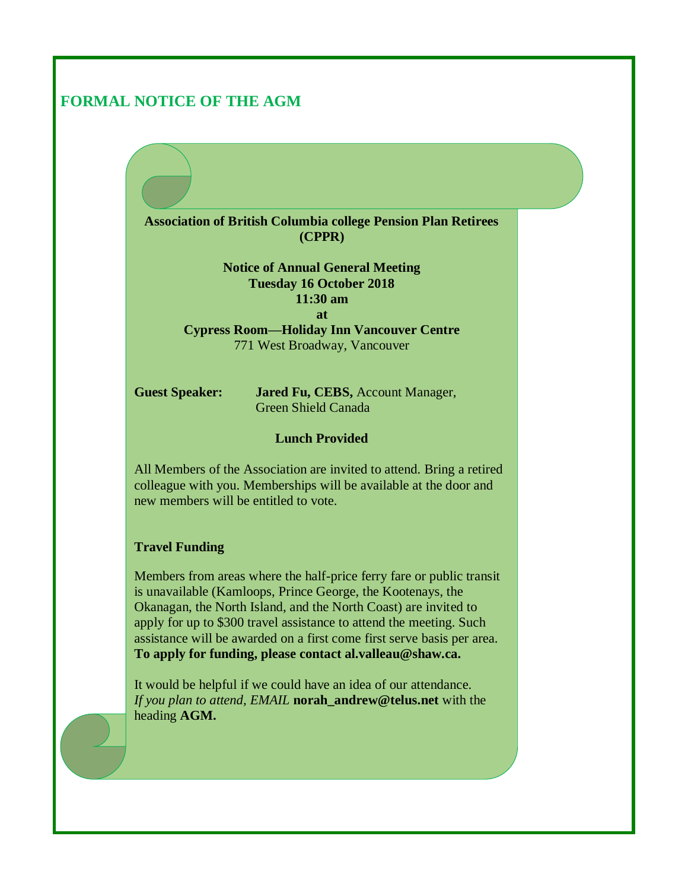## FORMAL NOTICE OF THE AGM

**Association of British Columbia college Pension Plan Retirees (CPPR)**

**Notice of Annual General Meeting**
**Tuesday 16 October 2018**
**11:30 am**
**at**
**Cypress Room—Holiday Inn Vancouver Centre**
771 West Broadway, Vancouver

**Guest Speaker:** **Jared Fu, CEBS,** Account Manager, Green Shield Canada

**Lunch Provided**

All Members of the Association are invited to attend. Bring a retired colleague with you. Memberships will be available at the door and new members will be entitled to vote.

**Travel Funding**

Members from areas where the half-price ferry fare or public transit is unavailable (Kamloops, Prince George, the Kootenays, the Okanagan, the North Island, and the North Coast) are invited to apply for up to $300 travel assistance to attend the meeting. Such assistance will be awarded on a first come first serve basis per area. **To apply for funding, please contact al.valleau@shaw.ca.**

It would be helpful if we could have an idea of our attendance. *If you plan to attend, EMAIL* **norah_andrew@telus.net** with the heading **AGM.**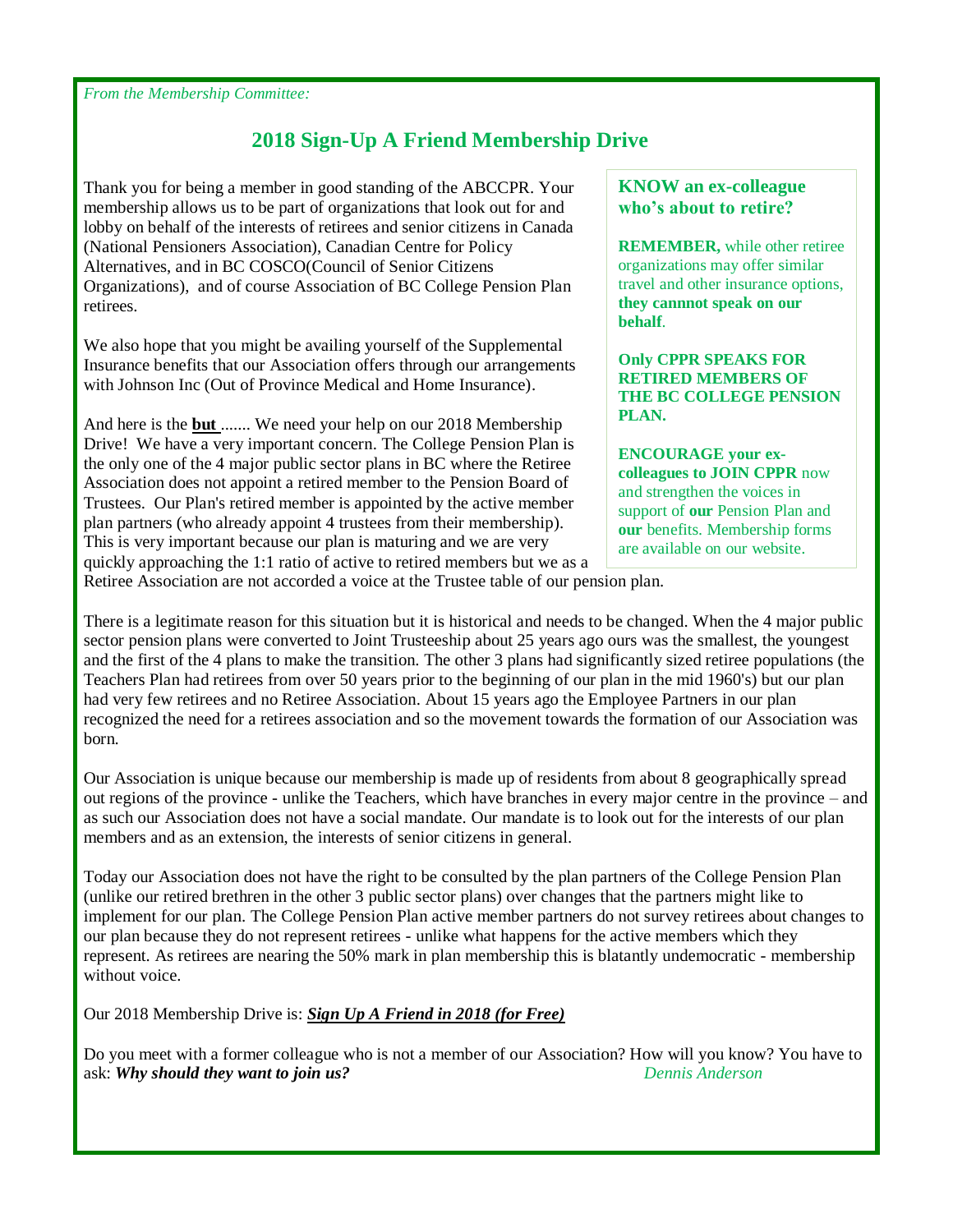*From the Membership Committee:*

## 2018 Sign-Up A Friend Membership Drive

Thank you for being a member in good standing of the ABCCPR. Your membership allows us to be part of organizations that look out for and lobby on behalf of the interests of retirees and senior citizens in Canada (National Pensioners Association), Canadian Centre for Policy Alternatives, and in BC COSCO(Council of Senior Citizens Organizations), and of course Association of BC College Pension Plan retirees.

We also hope that you might be availing yourself of the Supplemental Insurance benefits that our Association offers through our arrangements with Johnson Inc (Out of Province Medical and Home Insurance).

And here is the **but** ....... We need your help on our 2018 Membership Drive! We have a very important concern. The College Pension Plan is the only one of the 4 major public sector plans in BC where the Retiree Association does not appoint a retired member to the Pension Board of Trustees. Our Plan's retired member is appointed by the active member plan partners (who already appoint 4 trustees from their membership). This is very important because our plan is maturing and we are very quickly approaching the 1:1 ratio of active to retired members but we as a Retiree Association are not accorded a voice at the Trustee table of our pension plan.

> **KNOW an ex-colleague who's about to retire?**
>
> **REMEMBER,** while other retiree organizations may offer similar travel and other insurance options, **they cannnot speak on our behalf**.
>
> **Only CPPR SPEAKS FOR RETIRED MEMBERS OF THE BC COLLEGE PENSION PLAN.**
>
> **ENCOURAGE your ex-colleagues to JOIN CPPR** now and strengthen the voices in support of **our** Pension Plan and **our** benefits. Membership forms are available on our website.

There is a legitimate reason for this situation but it is historical and needs to be changed. When the 4 major public sector pension plans were converted to Joint Trusteeship about 25 years ago ours was the smallest, the youngest and the first of the 4 plans to make the transition. The other 3 plans had significantly sized retiree populations (the Teachers Plan had retirees from over 50 years prior to the beginning of our plan in the mid 1960's) but our plan had very few retirees and no Retiree Association. About 15 years ago the Employee Partners in our plan recognized the need for a retirees association and so the movement towards the formation of our Association was born.

Our Association is unique because our membership is made up of residents from about 8 geographically spread out regions of the province - unlike the Teachers, which have branches in every major centre in the province – and as such our Association does not have a social mandate. Our mandate is to look out for the interests of our plan members and as an extension, the interests of senior citizens in general.

Today our Association does not have the right to be consulted by the plan partners of the College Pension Plan (unlike our retired brethren in the other 3 public sector plans) over changes that the partners might like to implement for our plan. The College Pension Plan active member partners do not survey retirees about changes to our plan because they do not represent retirees - unlike what happens for the active members which they represent. As retirees are nearing the 50% mark in plan membership this is blatantly undemocratic - membership without voice.

Our 2018 Membership Drive is: ***Sign Up A Friend in 2018 (for Free)***

Do you meet with a former colleague who is not a member of our Association? How will you know? You have to ask: ***Why should they want to join us?***

*Dennis Anderson*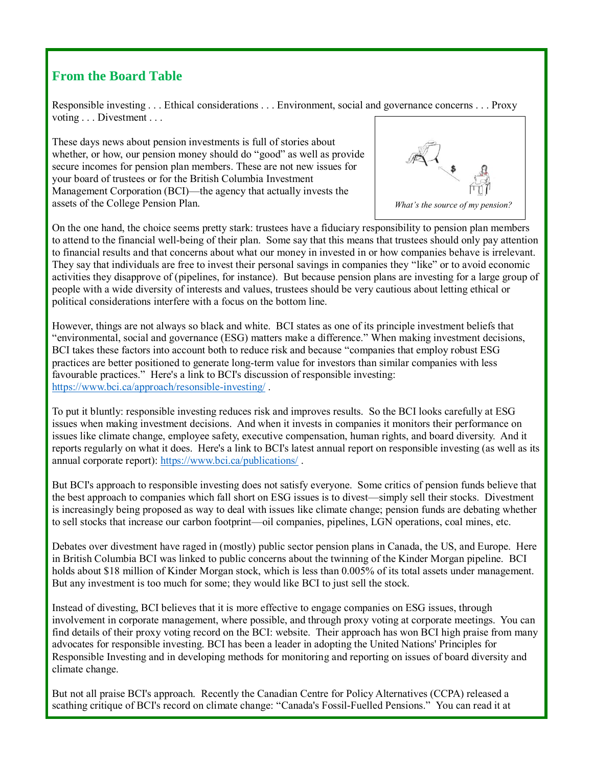## From the Board Table

Responsible investing . . . Ethical considerations . . . Environment, social and governance concerns . . . Proxy voting . . . Divestment . . .

These days news about pension investments is full of stories about whether, or how, our pension money should do "good" as well as provide secure incomes for pension plan members. These are not new issues for your board of trustees or for the British Columbia Investment Management Corporation (BCI)—the agency that actually invests the assets of the College Pension Plan.

*What's the source of my pension?*

On the one hand, the choice seems pretty stark: trustees have a fiduciary responsibility to pension plan members to attend to the financial well-being of their plan. Some say that this means that trustees should only pay attention to financial results and that concerns about what our money in invested in or how companies behave is irrelevant. They say that individuals are free to invest their personal savings in companies they "like" or to avoid economic activities they disapprove of (pipelines, for instance). But because pension plans are investing for a large group of people with a wide diversity of interests and values, trustees should be very cautious about letting ethical or political considerations interfere with a focus on the bottom line.

However, things are not always so black and white. BCI states as one of its principle investment beliefs that "environmental, social and governance (ESG) matters make a difference." When making investment decisions, BCI takes these factors into account both to reduce risk and because "companies that employ robust ESG practices are better positioned to generate long-term value for investors than similar companies with less favourable practices." Here's a link to BCI's discussion of responsible investing: https://www.bci.ca/approach/resonsible-investing/ .

To put it bluntly: responsible investing reduces risk and improves results. So the BCI looks carefully at ESG issues when making investment decisions. And when it invests in companies it monitors their performance on issues like climate change, employee safety, executive compensation, human rights, and board diversity. And it reports regularly on what it does. Here's a link to BCI's latest annual report on responsible investing (as well as its annual corporate report): https://www.bci.ca/publications/ .

But BCI's approach to responsible investing does not satisfy everyone. Some critics of pension funds believe that the best approach to companies which fall short on ESG issues is to divest—simply sell their stocks. Divestment is increasingly being proposed as way to deal with issues like climate change; pension funds are debating whether to sell stocks that increase our carbon footprint—oil companies, pipelines, LGN operations, coal mines, etc.

Debates over divestment have raged in (mostly) public sector pension plans in Canada, the US, and Europe. Here in British Columbia BCI was linked to public concerns about the twinning of the Kinder Morgan pipeline. BCI holds about $18 million of Kinder Morgan stock, which is less than 0.005% of its total assets under management. But any investment is too much for some; they would like BCI to just sell the stock.

Instead of divesting, BCI believes that it is more effective to engage companies on ESG issues, through involvement in corporate management, where possible, and through proxy voting at corporate meetings. You can find details of their proxy voting record on the BCI: website. Their approach has won BCI high praise from many advocates for responsible investing. BCI has been a leader in adopting the United Nations' Principles for Responsible Investing and in developing methods for monitoring and reporting on issues of board diversity and climate change.

But not all praise BCI's approach. Recently the Canadian Centre for Policy Alternatives (CCPA) released a scathing critique of BCI's record on climate change: "Canada's Fossil-Fuelled Pensions." You can read it at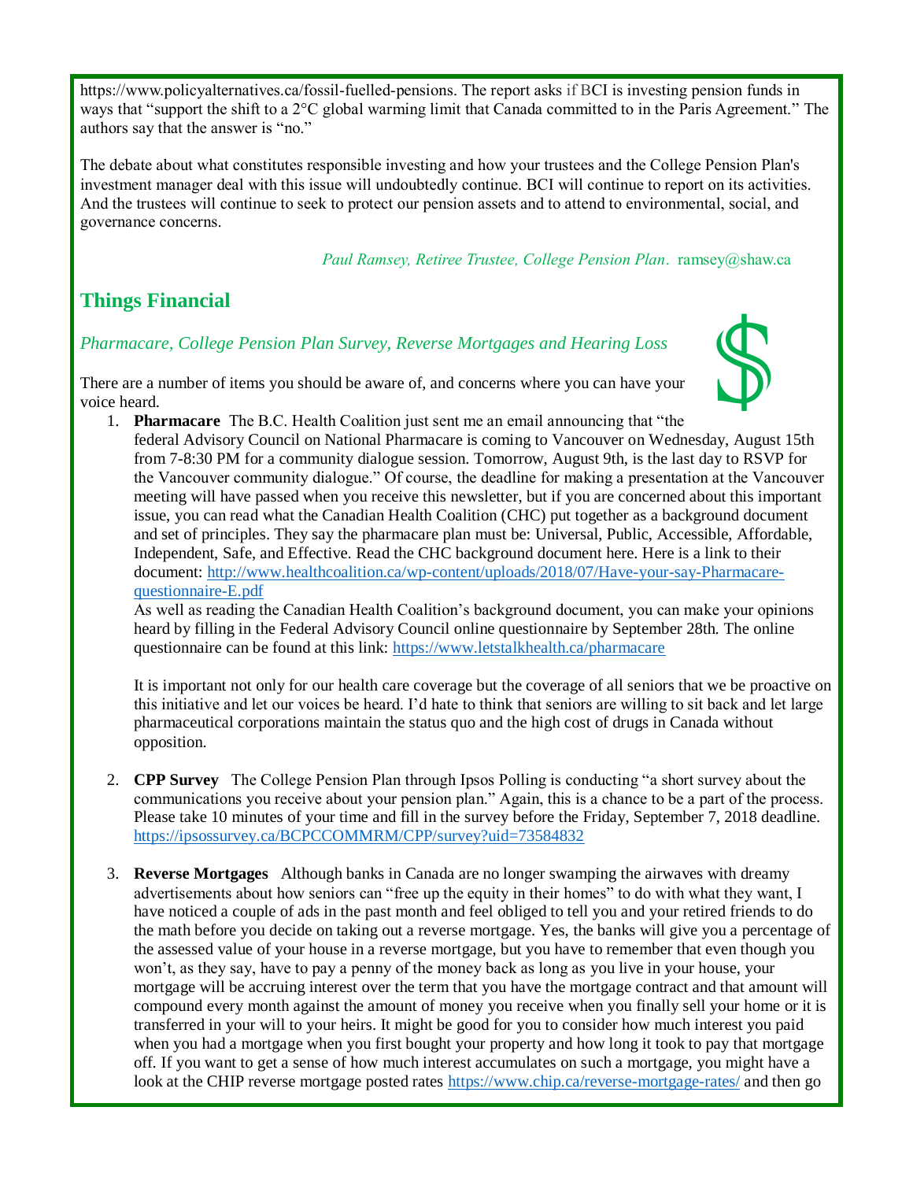https://www.policyalternatives.ca/fossil-fuelled-pensions. The report asks if BCI is investing pension funds in ways that "support the shift to a 2°C global warming limit that Canada committed to in the Paris Agreement." The authors say that the answer is "no."

The debate about what constitutes responsible investing and how your trustees and the College Pension Plan's investment manager deal with this issue will undoubtedly continue. BCI will continue to report on its activities. And the trustees will continue to seek to protect our pension assets and to attend to environmental, social, and governance concerns.

*Paul Ramsey, Retiree Trustee, College Pension Plan.* ramsey@shaw.ca

## Things Financial

*Pharmacare, College Pension Plan Survey, Reverse Mortgages and Hearing Loss*

There are a number of items you should be aware of, and concerns where you can have your voice heard.

1. **Pharmacare** The B.C. Health Coalition just sent me an email announcing that "the federal Advisory Council on National Pharmacare is coming to Vancouver on Wednesday, August 15th from 7-8:30 PM for a community dialogue session. Tomorrow, August 9th, is the last day to RSVP for the Vancouver community dialogue." Of course, the deadline for making a presentation at the Vancouver meeting will have passed when you receive this newsletter, but if you are concerned about this important issue, you can read what the Canadian Health Coalition (CHC) put together as a background document and set of principles. They say the pharmacare plan must be: Universal, Public, Accessible, Affordable, Independent, Safe, and Effective. Read the CHC background document here. Here is a link to their document: http://www.healthcoalition.ca/wp-content/uploads/2018/07/Have-your-say-Pharmacare-questionnaire-E.pdf
   As well as reading the Canadian Health Coalition's background document, you can make your opinions heard by filling in the Federal Advisory Council online questionnaire by September 28th. The online questionnaire can be found at this link: https://www.letstalkhealth.ca/pharmacare

   It is important not only for our health care coverage but the coverage of all seniors that we be proactive on this initiative and let our voices be heard. I'd hate to think that seniors are willing to sit back and let large pharmaceutical corporations maintain the status quo and the high cost of drugs in Canada without opposition.

2. **CPP Survey** The College Pension Plan through Ipsos Polling is conducting "a short survey about the communications you receive about your pension plan." Again, this is a chance to be a part of the process. Please take 10 minutes of your time and fill in the survey before the Friday, September 7, 2018 deadline. https://ipsossurvey.ca/BCPCCOMMRM/CPP/survey?uid=73584832

3. **Reverse Mortgages** Although banks in Canada are no longer swamping the airwaves with dreamy advertisements about how seniors can "free up the equity in their homes" to do with what they want, I have noticed a couple of ads in the past month and feel obliged to tell you and your retired friends to do the math before you decide on taking out a reverse mortgage. Yes, the banks will give you a percentage of the assessed value of your house in a reverse mortgage, but you have to remember that even though you won't, as they say, have to pay a penny of the money back as long as you live in your house, your mortgage will be accruing interest over the term that you have the mortgage contract and that amount will compound every month against the amount of money you receive when you finally sell your home or it is transferred in your will to your heirs. It might be good for you to consider how much interest you paid when you had a mortgage when you first bought your property and how long it took to pay that mortgage off. If you want to get a sense of how much interest accumulates on such a mortgage, you might have a look at the CHIP reverse mortgage posted rates https://www.chip.ca/reverse-mortgage-rates/ and then go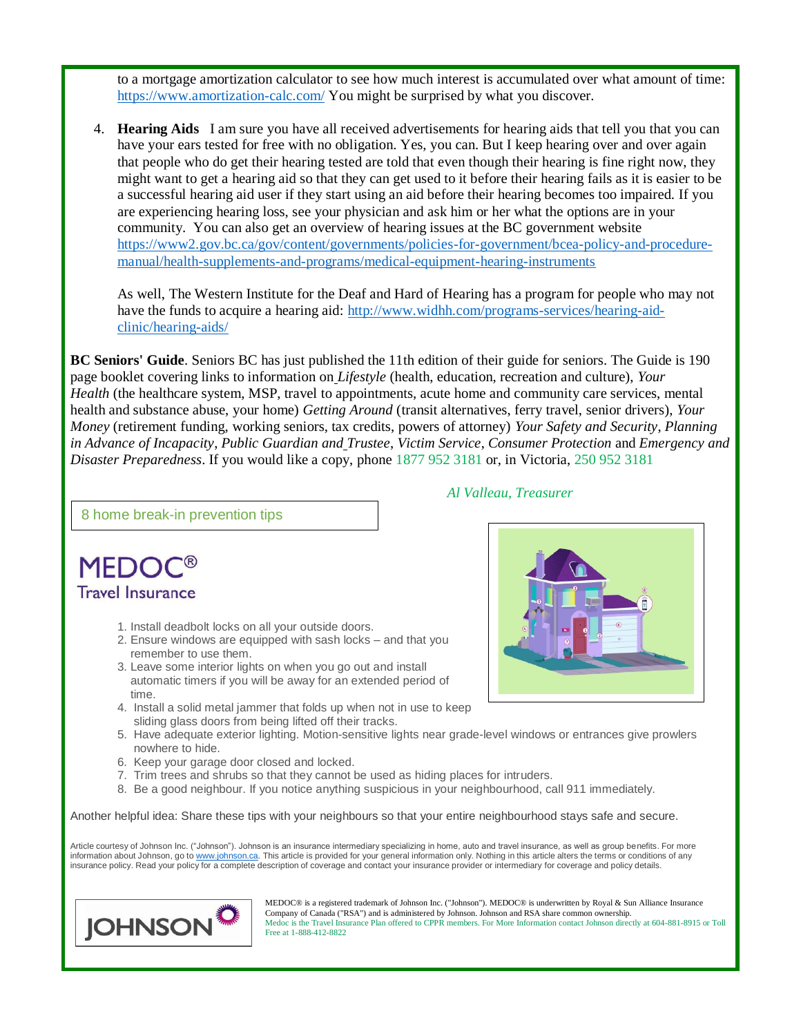to a mortgage amortization calculator to see how much interest is accumulated over what amount of time: https://www.amortization-calc.com/ You might be surprised by what you discover.

4. **Hearing Aids** I am sure you have all received advertisements for hearing aids that tell you that you can have your ears tested for free with no obligation. Yes, you can. But I keep hearing over and over again that people who do get their hearing tested are told that even though their hearing is fine right now, they might want to get a hearing aid so that they can get used to it before their hearing fails as it is easier to be a successful hearing aid user if they start using an aid before their hearing becomes too impaired. If you are experiencing hearing loss, see your physician and ask him or her what the options are in your community. You can also get an overview of hearing issues at the BC government website https://www2.gov.bc.ca/gov/content/governments/policies-for-government/bcea-policy-and-procedure-manual/health-supplements-and-programs/medical-equipment-hearing-instruments

   As well, The Western Institute for the Deaf and Hard of Hearing has a program for people who may not have the funds to acquire a hearing aid: http://www.widhh.com/programs-services/hearing-aid-clinic/hearing-aids/

**BC Seniors' Guide**. Seniors BC has just published the 11th edition of their guide for seniors. The Guide is 190 page booklet covering links to information on *Lifestyle* (health, education, recreation and culture), *Your Health* (the healthcare system, MSP, travel to appointments, acute home and community care services, mental health and substance abuse, your home) *Getting Around* (transit alternatives, ferry travel, senior drivers), *Your Money* (retirement funding, working seniors, tax credits, powers of attorney) *Your Safety and Security*, *Planning in Advance of Incapacity*, *Public Guardian and Trustee*, *Victim Service*, *Consumer Protection* and *Emergency and Disaster Preparedness*. If you would like a copy, phone 1877 952 3181 or, in Victoria, 250 952 3181

*Al Valleau, Treasurer*

## 8 home break-in prevention tips

**MEDOC® Travel Insurance**

1. Install deadbolt locks on all your outside doors.
2. Ensure windows are equipped with sash locks – and that you remember to use them.
3. Leave some interior lights on when you go out and install automatic timers if you will be away for an extended period of time.
4. Install a solid metal jammer that folds up when not in use to keep sliding glass doors from being lifted off their tracks.
5. Have adequate exterior lighting. Motion-sensitive lights near grade-level windows or entrances give prowlers nowhere to hide.
6. Keep your garage door closed and locked.
7. Trim trees and shrubs so that they cannot be used as hiding places for intruders.
8. Be a good neighbour. If you notice anything suspicious in your neighbourhood, call 911 immediately.

Another helpful idea: Share these tips with your neighbours so that your entire neighbourhood stays safe and secure.

Article courtesy of Johnson Inc. ("Johnson"). Johnson is an insurance intermediary specializing in home, auto and travel insurance, as well as group benefits. For more information about Johnson, go to www.johnson.ca. This article is provided for your general information only. Nothing in this article alters the terms or conditions of any insurance policy. Read your policy for a complete description of coverage and contact your insurance provider or intermediary for coverage and policy details.

JOHNSON

MEDOC® is a registered trademark of Johnson Inc. ("Johnson"). MEDOC® is underwritten by Royal & Sun Alliance Insurance Company of Canada ("RSA") and is administered by Johnson. Johnson and RSA share common ownership.
Medoc is the Travel Insurance Plan offered to CPPR members. For More Information contact Johnson directly at 604-881-8915 or Toll Free at 1-888-412-8822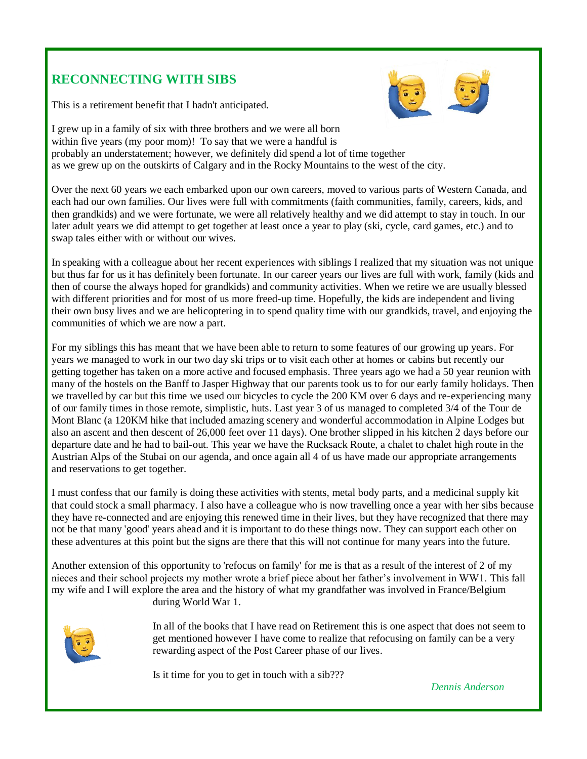## RECONNECTING WITH SIBS

This is a retirement benefit that I hadn't anticipated.

I grew up in a family of six with three brothers and we were all born within five years (my poor mom)! To say that we were a handful is probably an understatement; however, we definitely did spend a lot of time together as we grew up on the outskirts of Calgary and in the Rocky Mountains to the west of the city.

Over the next 60 years we each embarked upon our own careers, moved to various parts of Western Canada, and each had our own families. Our lives were full with commitments (faith communities, family, careers, kids, and then grandkids) and we were fortunate, we were all relatively healthy and we did attempt to stay in touch. In our later adult years we did attempt to get together at least once a year to play (ski, cycle, card games, etc.) and to swap tales either with or without our wives.

In speaking with a colleague about her recent experiences with siblings I realized that my situation was not unique but thus far for us it has definitely been fortunate. In our career years our lives are full with work, family (kids and then of course the always hoped for grandkids) and community activities. When we retire we are usually blessed with different priorities and for most of us more freed-up time. Hopefully, the kids are independent and living their own busy lives and we are helicoptering in to spend quality time with our grandkids, travel, and enjoying the communities of which we are now a part.

For my siblings this has meant that we have been able to return to some features of our growing up years. For years we managed to work in our two day ski trips or to visit each other at homes or cabins but recently our getting together has taken on a more active and focused emphasis. Three years ago we had a 50 year reunion with many of the hostels on the Banff to Jasper Highway that our parents took us to for our early family holidays. Then we travelled by car but this time we used our bicycles to cycle the 200 KM over 6 days and re-experiencing many of our family times in those remote, simplistic, huts. Last year 3 of us managed to completed 3/4 of the Tour de Mont Blanc (a 120KM hike that included amazing scenery and wonderful accommodation in Alpine Lodges but also an ascent and then descent of 26,000 feet over 11 days). One brother slipped in his kitchen 2 days before our departure date and he had to bail-out. This year we have the Rucksack Route, a chalet to chalet high route in the Austrian Alps of the Stubai on our agenda, and once again all 4 of us have made our appropriate arrangements and reservations to get together.

I must confess that our family is doing these activities with stents, metal body parts, and a medicinal supply kit that could stock a small pharmacy. I also have a colleague who is now travelling once a year with her sibs because they have re-connected and are enjoying this renewed time in their lives, but they have recognized that there may not be that many 'good' years ahead and it is important to do these things now. They can support each other on these adventures at this point but the signs are there that this will not continue for many years into the future.

Another extension of this opportunity to 'refocus on family' for me is that as a result of the interest of 2 of my nieces and their school projects my mother wrote a brief piece about her father's involvement in WW1. This fall my wife and I will explore the area and the history of what my grandfather was involved in France/Belgium during World War 1.

In all of the books that I have read on Retirement this is one aspect that does not seem to get mentioned however I have come to realize that refocusing on family can be a very rewarding aspect of the Post Career phase of our lives.

Is it time for you to get in touch with a sib???

*Dennis Anderson*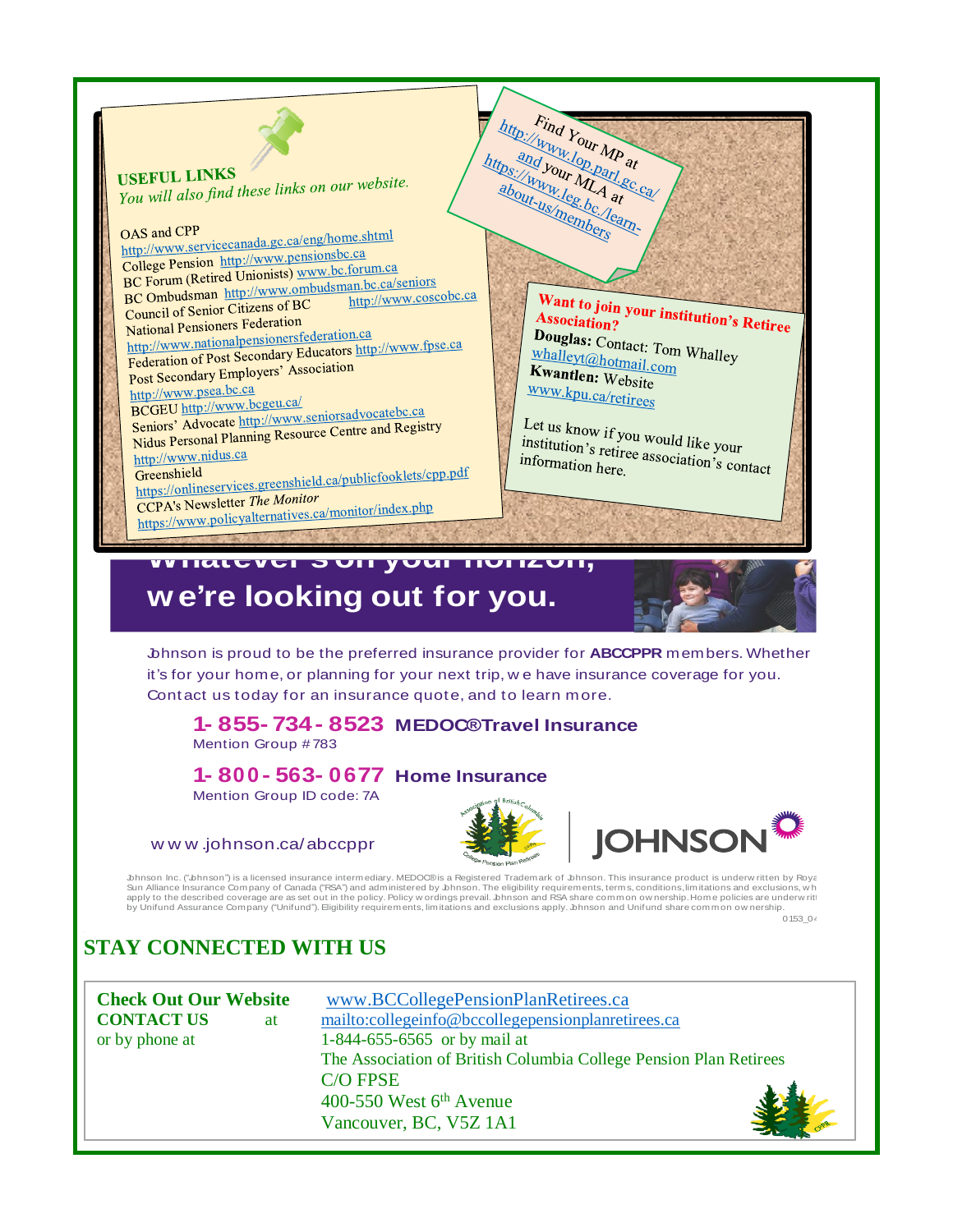## USEFUL LINKS

*You will also find these links on our website.*

OAS and CPP
http://www.servicecanada.gc.ca/eng/home.shtml
College Pension http://www.pensionsbc.ca
BC Forum (Retired Unionists) www.bc.forum.ca
BC Ombudsman http://www.ombudsman.bc.ca/seniors
Council of Senior Citizens of BC http://www.coscobc.ca
National Pensioners Federation
http://www.nationalpensionersfederation.ca
Federation of Post Secondary Educators http://www.fpse.ca
Post Secondary Employers' Association
http://www.psea.bc.ca
BCGEU http://www.bcgeu.ca/
Seniors' Advocate http://www.seniorsadvocatebc.ca
Nidus Personal Planning Resource Centre and Registry
http://www.nidus.ca
Greenshield
https://onlineservices.greenshield.ca/publicfooklets/cpp.pdf
CCPA's Newsletter *The Monitor*
https://www.policyalternatives.ca/monitor/index.php

Find Your MP at http://www.lop.parl.gc.ca/ and your MLA at https://www.leg.bc.ca/learn-about-us/members

**Want to join your institution's Retiree Association?**

**Douglas:** Contact: Tom Whalley
whalleyt@hotmail.com
**Kwantlen:** Website
www.kpu.ca/retirees

Let us know if you would like your institution's retiree association's contact information here.

**Whatever's on your horizon, we're looking out for you.**

Johnson is proud to be the preferred insurance provider for **ABCCPPR** members. Whether it's for your home, or planning for your next trip, we have insurance coverage for you. Contact us today for an insurance quote, and to learn more.

**1-855-734-8523 MEDOC® Travel Insurance**
Mention Group #783

**1-800-563-0677 Home Insurance**
Mention Group ID code: 7A

www.johnson.ca/abccppr

JOHNSON

Johnson Inc. ("Johnson") is a licensed insurance intermediary. MEDOC® is a Registered Trademark of Johnson. This insurance product is underwritten by Roya Sun Alliance Insurance Company of Canada ("RSA") and administered by Johnson. The eligibility requirements, terms, conditions, limitations and exclusions, wh apply to the described coverage are as set out in the policy. Policy wordings prevail. Johnson and RSA share common ownership. Home policies are underwrit by Unifund Assurance Company ("Unifund"). Eligibility requirements, limitations and exclusions apply. Johnson and Unifund share common ownership.

0153_0

## STAY CONNECTED WITH US

**Check Out Our Website** www.BCCollegePensionPlanRetirees.ca
**CONTACT US** at mailto:collegeinfo@bccollegepensionplanretirees.ca
or by phone at 1-844-655-6565 or by mail at
The Association of British Columbia College Pension Plan Retirees
C/O FPSE
400-550 West 6th Avenue
Vancouver, BC, V5Z 1A1